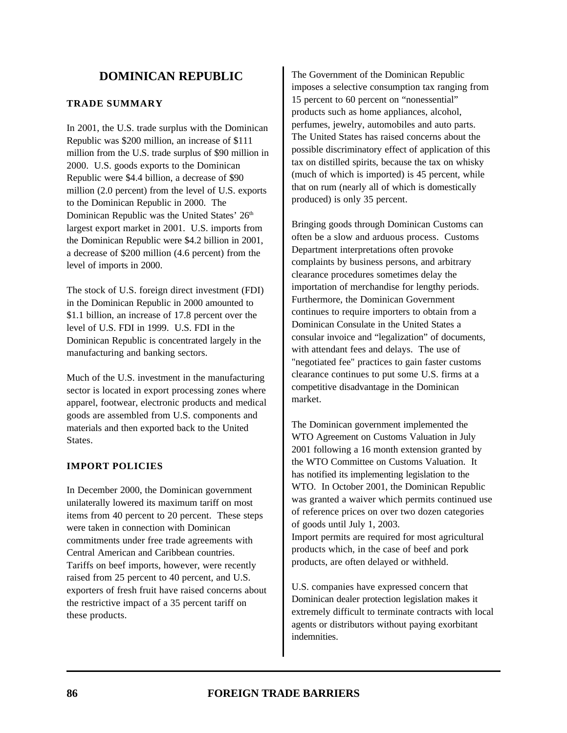# DOMINICAN REPUBLIC

## TRADE SUMMARY

In 2001, the U.S. trade surplus with the Dominican Republic was $200 million, an increase of $111 million from the U.S. trade surplus of $90 million in 2000. U.S. goods exports to the Dominican Republic were $4.4 billion, a decrease of $90 million (2.0 percent) from the level of U.S. exports to the Dominican Republic in 2000. The Dominican Republic was the United States' 26th largest export market in 2001. U.S. imports from the Dominican Republic were $4.2 billion in 2001, a decrease of $200 million (4.6 percent) from the level of imports in 2000.

The stock of U.S. foreign direct investment (FDI) in the Dominican Republic in 2000 amounted to $1.1 billion, an increase of 17.8 percent over the level of U.S. FDI in 1999. U.S. FDI in the Dominican Republic is concentrated largely in the manufacturing and banking sectors.

Much of the U.S. investment in the manufacturing sector is located in export processing zones where apparel, footwear, electronic products and medical goods are assembled from U.S. components and materials and then exported back to the United States.

## IMPORT POLICIES

In December 2000, the Dominican government unilaterally lowered its maximum tariff on most items from 40 percent to 20 percent. These steps were taken in connection with Dominican commitments under free trade agreements with Central American and Caribbean countries. Tariffs on beef imports, however, were recently raised from 25 percent to 40 percent, and U.S. exporters of fresh fruit have raised concerns about the restrictive impact of a 35 percent tariff on these products.

The Government of the Dominican Republic imposes a selective consumption tax ranging from 15 percent to 60 percent on "nonessential" products such as home appliances, alcohol, perfumes, jewelry, automobiles and auto parts. The United States has raised concerns about the possible discriminatory effect of application of this tax on distilled spirits, because the tax on whisky (much of which is imported) is 45 percent, while that on rum (nearly all of which is domestically produced) is only 35 percent.

Bringing goods through Dominican Customs can often be a slow and arduous process. Customs Department interpretations often provoke complaints by business persons, and arbitrary clearance procedures sometimes delay the importation of merchandise for lengthy periods. Furthermore, the Dominican Government continues to require importers to obtain from a Dominican Consulate in the United States a consular invoice and "legalization" of documents, with attendant fees and delays. The use of "negotiated fee" practices to gain faster customs clearance continues to put some U.S. firms at a competitive disadvantage in the Dominican market.

The Dominican government implemented the WTO Agreement on Customs Valuation in July 2001 following a 16 month extension granted by the WTO Committee on Customs Valuation. It has notified its implementing legislation to the WTO. In October 2001, the Dominican Republic was granted a waiver which permits continued use of reference prices on over two dozen categories of goods until July 1, 2003.

Import permits are required for most agricultural products which, in the case of beef and pork products, are often delayed or withheld.

U.S. companies have expressed concern that Dominican dealer protection legislation makes it extremely difficult to terminate contracts with local agents or distributors without paying exorbitant indemnities.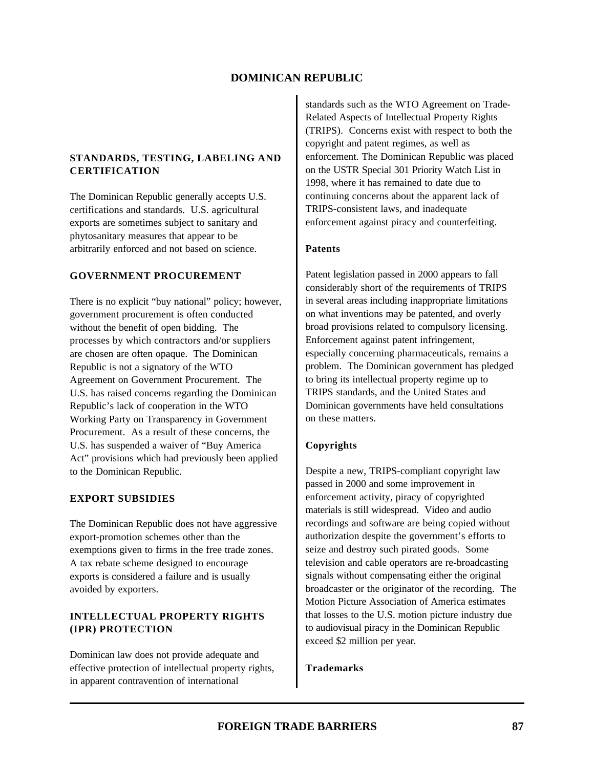# DOMINICAN REPUBLIC

## STANDARDS, TESTING, LABELING AND CERTIFICATION

The Dominican Republic generally accepts U.S. certifications and standards. U.S. agricultural exports are sometimes subject to sanitary and phytosanitary measures that appear to be arbitrarily enforced and not based on science.

## GOVERNMENT PROCUREMENT

There is no explicit "buy national" policy; however, government procurement is often conducted without the benefit of open bidding. The processes by which contractors and/or suppliers are chosen are often opaque. The Dominican Republic is not a signatory of the WTO Agreement on Government Procurement. The U.S. has raised concerns regarding the Dominican Republic's lack of cooperation in the WTO Working Party on Transparency in Government Procurement. As a result of these concerns, the U.S. has suspended a waiver of "Buy America Act" provisions which had previously been applied to the Dominican Republic.

## EXPORT SUBSIDIES

The Dominican Republic does not have aggressive export-promotion schemes other than the exemptions given to firms in the free trade zones. A tax rebate scheme designed to encourage exports is considered a failure and is usually avoided by exporters.

## INTELLECTUAL PROPERTY RIGHTS (IPR) PROTECTION

Dominican law does not provide adequate and effective protection of intellectual property rights, in apparent contravention of international standards such as the WTO Agreement on Trade-Related Aspects of Intellectual Property Rights (TRIPS). Concerns exist with respect to both the copyright and patent regimes, as well as enforcement. The Dominican Republic was placed on the USTR Special 301 Priority Watch List in 1998, where it has remained to date due to continuing concerns about the apparent lack of TRIPS-consistent laws, and inadequate enforcement against piracy and counterfeiting.

### Patents

Patent legislation passed in 2000 appears to fall considerably short of the requirements of TRIPS in several areas including inappropriate limitations on what inventions may be patented, and overly broad provisions related to compulsory licensing. Enforcement against patent infringement, especially concerning pharmaceuticals, remains a problem. The Dominican government has pledged to bring its intellectual property regime up to TRIPS standards, and the United States and Dominican governments have held consultations on these matters.

### Copyrights

Despite a new, TRIPS-compliant copyright law passed in 2000 and some improvement in enforcement activity, piracy of copyrighted materials is still widespread. Video and audio recordings and software are being copied without authorization despite the government's efforts to seize and destroy such pirated goods. Some television and cable operators are re-broadcasting signals without compensating either the original broadcaster or the originator of the recording. The Motion Picture Association of America estimates that losses to the U.S. motion picture industry due to audiovisual piracy in the Dominican Republic exceed $2 million per year.

### Trademarks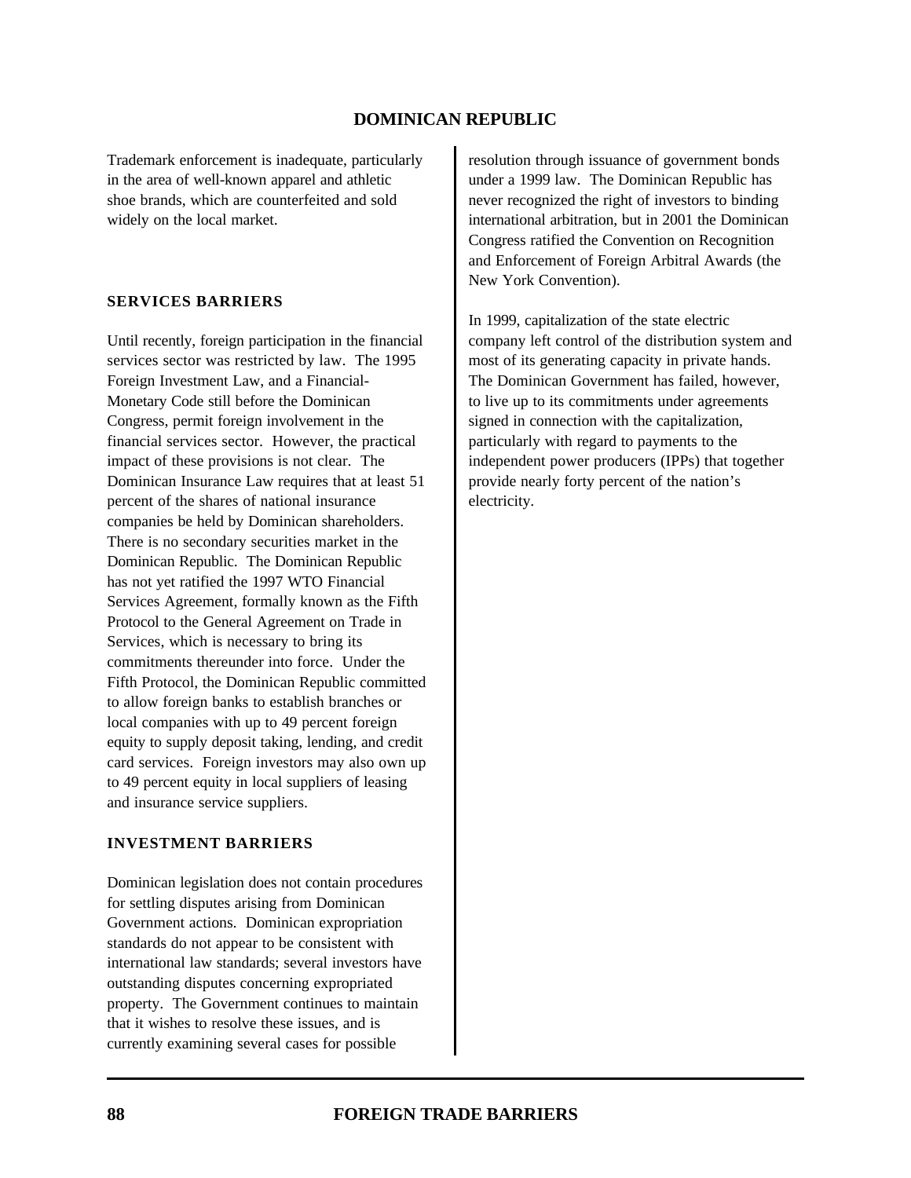Trademark enforcement is inadequate, particularly in the area of well-known apparel and athletic shoe brands, which are counterfeited and sold widely on the local market.

## SERVICES BARRIERS

Until recently, foreign participation in the financial services sector was restricted by law. The 1995 Foreign Investment Law, and a Financial-Monetary Code still before the Dominican Congress, permit foreign involvement in the financial services sector. However, the practical impact of these provisions is not clear. The Dominican Insurance Law requires that at least 51 percent of the shares of national insurance companies be held by Dominican shareholders. There is no secondary securities market in the Dominican Republic. The Dominican Republic has not yet ratified the 1997 WTO Financial Services Agreement, formally known as the Fifth Protocol to the General Agreement on Trade in Services, which is necessary to bring its commitments thereunder into force. Under the Fifth Protocol, the Dominican Republic committed to allow foreign banks to establish branches or local companies with up to 49 percent foreign equity to supply deposit taking, lending, and credit card services. Foreign investors may also own up to 49 percent equity in local suppliers of leasing and insurance service suppliers.

## INVESTMENT BARRIERS

Dominican legislation does not contain procedures for settling disputes arising from Dominican Government actions. Dominican expropriation standards do not appear to be consistent with international law standards; several investors have outstanding disputes concerning expropriated property. The Government continues to maintain that it wishes to resolve these issues, and is currently examining several cases for possible resolution through issuance of government bonds under a 1999 law. The Dominican Republic has never recognized the right of investors to binding international arbitration, but in 2001 the Dominican Congress ratified the Convention on Recognition and Enforcement of Foreign Arbitral Awards (the New York Convention).

In 1999, capitalization of the state electric company left control of the distribution system and most of its generating capacity in private hands. The Dominican Government has failed, however, to live up to its commitments under agreements signed in connection with the capitalization, particularly with regard to payments to the independent power producers (IPPs) that together provide nearly forty percent of the nation's electricity.